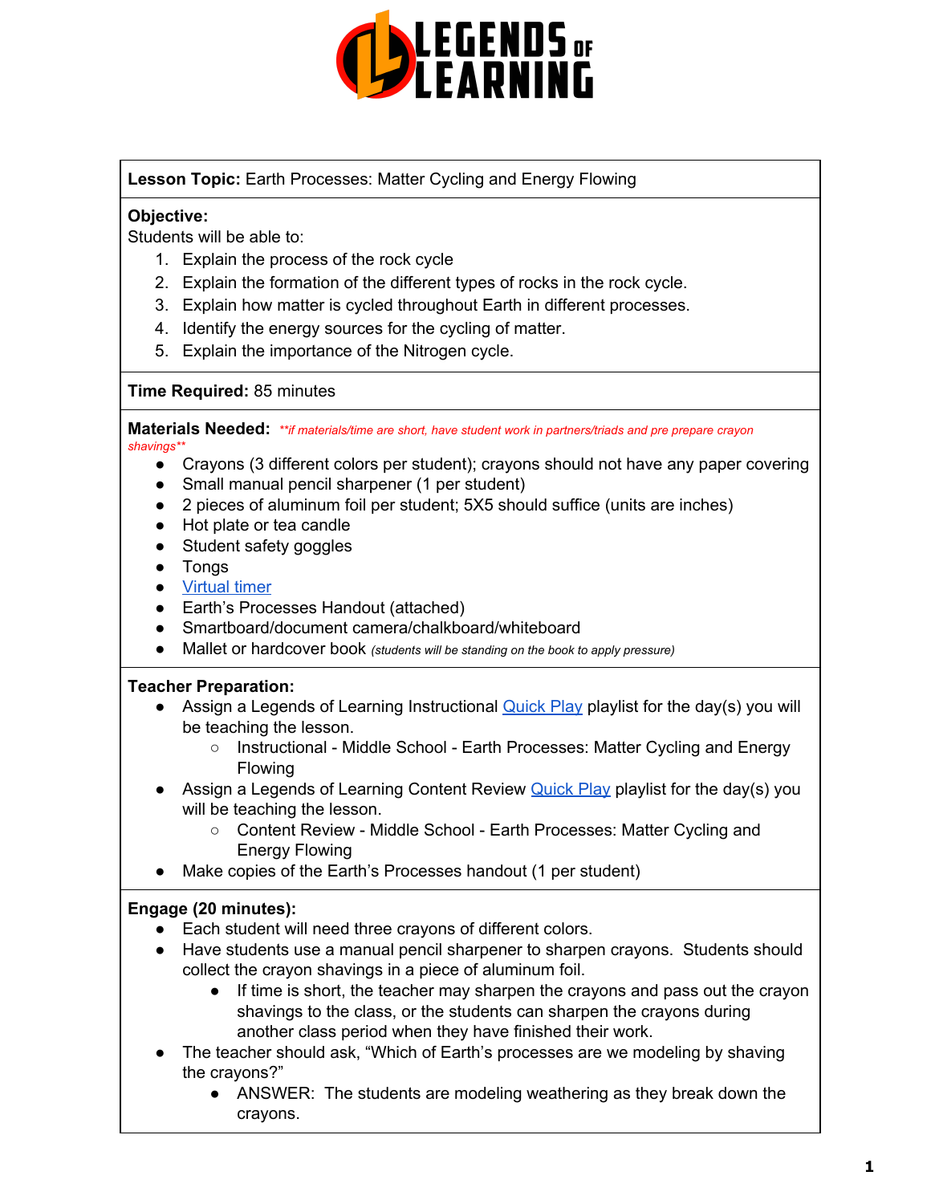**Lesson Topic:** Earth Processes: Matter Cycling and Energy Flowing

**Objective:**
Students will be able to:

1. Explain the process of the rock cycle
2. Explain the formation of the different types of rocks in the rock cycle.
3. Explain how matter is cycled throughout Earth in different processes.
4. Identify the energy sources for the cycling of matter.
5. Explain the importance of the Nitrogen cycle.

**Time Required:** 85 minutes

**Materials Needed:** *\*\*if materials/time are short, have student work in partners/triads and pre prepare crayon shavings\*\**

- Crayons (3 different colors per student); crayons should not have any paper covering
- Small manual pencil sharpener (1 per student)
- 2 pieces of aluminum foil per student; 5X5 should suffice (units are inches)
- Hot plate or tea candle
- Student safety goggles
- Tongs
- Virtual timer
- Earth's Processes Handout (attached)
- Smartboard/document camera/chalkboard/whiteboard
- Mallet or hardcover book *(students will be standing on the book to apply pressure)*

**Teacher Preparation:**

- Assign a Legends of Learning Instructional Quick Play playlist for the day(s) you will be teaching the lesson.
  - Instructional - Middle School - Earth Processes: Matter Cycling and Energy Flowing
- Assign a Legends of Learning Content Review Quick Play playlist for the day(s) you will be teaching the lesson.
  - Content Review - Middle School - Earth Processes: Matter Cycling and Energy Flowing
- Make copies of the Earth's Processes handout (1 per student)

**Engage (20 minutes):**

- Each student will need three crayons of different colors.
- Have students use a manual pencil sharpener to sharpen crayons. Students should collect the crayon shavings in a piece of aluminum foil.
  - If time is short, the teacher may sharpen the crayons and pass out the crayon shavings to the class, or the students can sharpen the crayons during another class period when they have finished their work.
- The teacher should ask, "Which of Earth's processes are we modeling by shaving the crayons?"
  - ANSWER: The students are modeling weathering as they break down the crayons.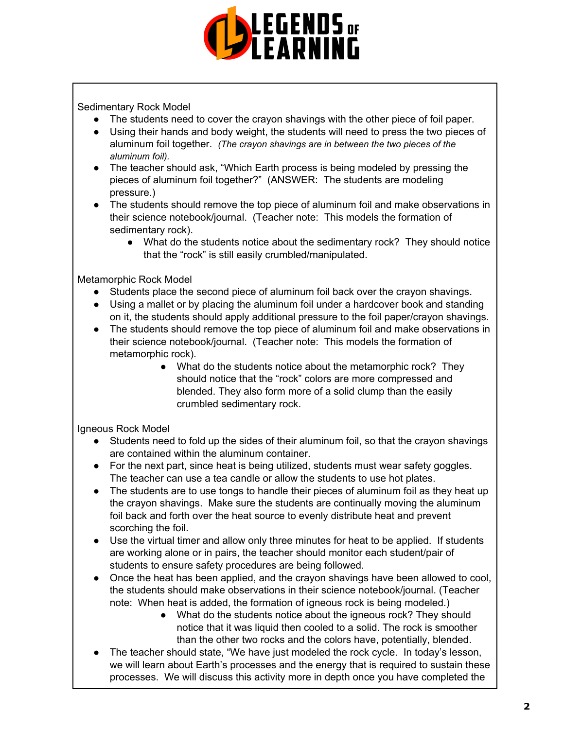Sedimentary Rock Model

- The students need to cover the crayon shavings with the other piece of foil paper.
- Using their hands and body weight, the students will need to press the two pieces of aluminum foil together. *(The crayon shavings are in between the two pieces of the aluminum foil).*
- The teacher should ask, "Which Earth process is being modeled by pressing the pieces of aluminum foil together?" (ANSWER: The students are modeling pressure.)
- The students should remove the top piece of aluminum foil and make observations in their science notebook/journal. (Teacher note: This models the formation of sedimentary rock).
    - What do the students notice about the sedimentary rock? They should notice that the "rock" is still easily crumbled/manipulated.

Metamorphic Rock Model

- Students place the second piece of aluminum foil back over the crayon shavings.
- Using a mallet or by placing the aluminum foil under a hardcover book and standing on it, the students should apply additional pressure to the foil paper/crayon shavings.
- The students should remove the top piece of aluminum foil and make observations in their science notebook/journal. (Teacher note: This models the formation of metamorphic rock).
    - What do the students notice about the metamorphic rock? They should notice that the "rock" colors are more compressed and blended. They also form more of a solid clump than the easily crumbled sedimentary rock.

Igneous Rock Model

- Students need to fold up the sides of their aluminum foil, so that the crayon shavings are contained within the aluminum container.
- For the next part, since heat is being utilized, students must wear safety goggles. The teacher can use a tea candle or allow the students to use hot plates.
- The students are to use tongs to handle their pieces of aluminum foil as they heat up the crayon shavings. Make sure the students are continually moving the aluminum foil back and forth over the heat source to evenly distribute heat and prevent scorching the foil.
- Use the virtual timer and allow only three minutes for heat to be applied. If students are working alone or in pairs, the teacher should monitor each student/pair of students to ensure safety procedures are being followed.
- Once the heat has been applied, and the crayon shavings have been allowed to cool, the students should make observations in their science notebook/journal. (Teacher note: When heat is added, the formation of igneous rock is being modeled.)
    - What do the students notice about the igneous rock? They should notice that it was liquid then cooled to a solid. The rock is smoother than the other two rocks and the colors have, potentially, blended.
- The teacher should state, "We have just modeled the rock cycle. In today's lesson, we will learn about Earth's processes and the energy that is required to sustain these processes. We will discuss this activity more in depth once you have completed the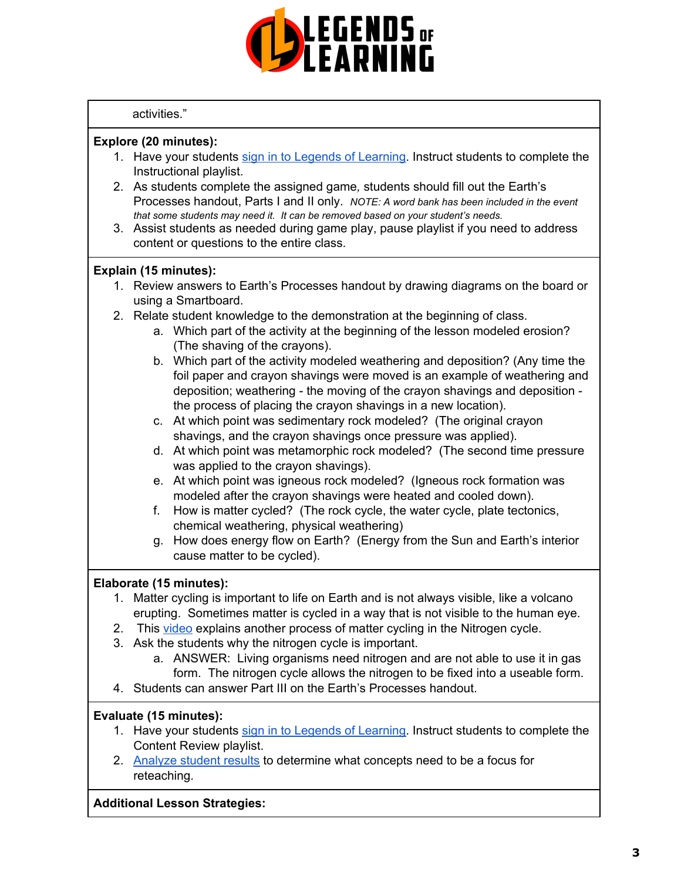activities."

**Explore (20 minutes):**

1. Have your students sign in to Legends of Learning. Instruct students to complete the Instructional playlist.
2. As students complete the assigned game*,* students should fill out the Earth's Processes handout, Parts I and II only. *NOTE: A word bank has been included in the event that some students may need it. It can be removed based on your student's needs.*
3. Assist students as needed during game play, pause playlist if you need to address content or questions to the entire class.

**Explain (15 minutes):**

1. Review answers to Earth's Processes handout by drawing diagrams on the board or using a Smartboard.
2. Relate student knowledge to the demonstration at the beginning of class.
   a. Which part of the activity at the beginning of the lesson modeled erosion? (The shaving of the crayons).
   b. Which part of the activity modeled weathering and deposition? (Any time the foil paper and crayon shavings were moved is an example of weathering and deposition; weathering - the moving of the crayon shavings and deposition - the process of placing the crayon shavings in a new location).
   c. At which point was sedimentary rock modeled? (The original crayon shavings, and the crayon shavings once pressure was applied).
   d. At which point was metamorphic rock modeled? (The second time pressure was applied to the crayon shavings).
   e. At which point was igneous rock modeled? (Igneous rock formation was modeled after the crayon shavings were heated and cooled down).
   f. How is matter cycled? (The rock cycle, the water cycle, plate tectonics, chemical weathering, physical weathering)
   g. How does energy flow on Earth? (Energy from the Sun and Earth's interior cause matter to be cycled).

**Elaborate (15 minutes):**

1. Matter cycling is important to life on Earth and is not always visible, like a volcano erupting. Sometimes matter is cycled in a way that is not visible to the human eye.
2. This video explains another process of matter cycling in the Nitrogen cycle.
3. Ask the students why the nitrogen cycle is important.
   a. ANSWER: Living organisms need nitrogen and are not able to use it in gas form. The nitrogen cycle allows the nitrogen to be fixed into a useable form.
4. Students can answer Part III on the Earth's Processes handout.

**Evaluate (15 minutes):**

1. Have your students sign in to Legends of Learning. Instruct students to complete the Content Review playlist.
2. Analyze student results to determine what concepts need to be a focus for reteaching.

**Additional Lesson Strategies:**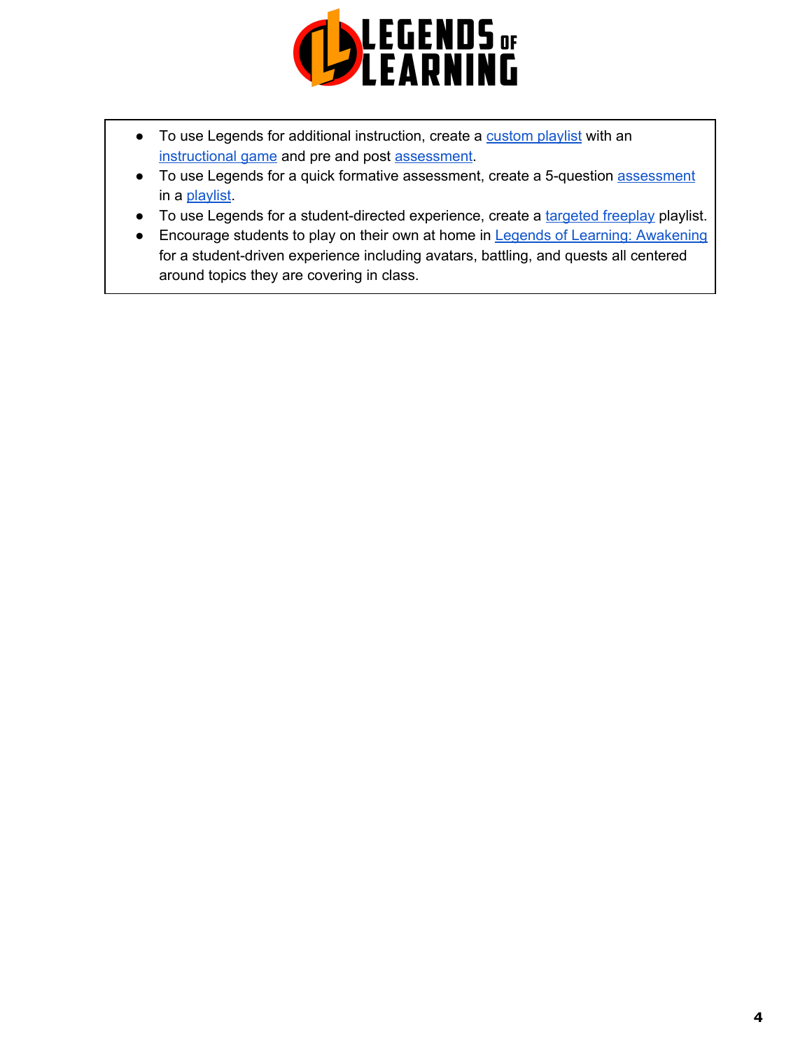- To use Legends for additional instruction, create a custom playlist with an instructional game and pre and post assessment.
- To use Legends for a quick formative assessment, create a 5-question assessment in a playlist.
- To use Legends for a student-directed experience, create a targeted freeplay playlist.
- Encourage students to play on their own at home in Legends of Learning: Awakening for a student-driven experience including avatars, battling, and quests all centered around topics they are covering in class.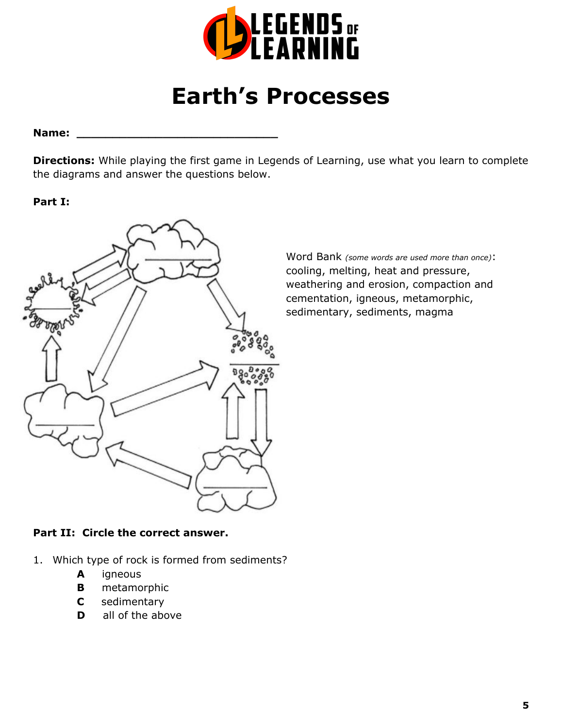# Earth's Processes

**Name:** ______________________________

**Directions:** While playing the first game in Legends of Learning, use what you learn to complete the diagrams and answer the questions below.

**Part I:**

Word Bank *(some words are used more than once)*: cooling, melting, heat and pressure, weathering and erosion, compaction and cementation, igneous, metamorphic, sedimentary, sediments, magma

**Part II: Circle the correct answer.**

1. Which type of rock is formed from sediments?
   - **A** igneous
   - **B** metamorphic
   - **C** sedimentary
   - **D** all of the above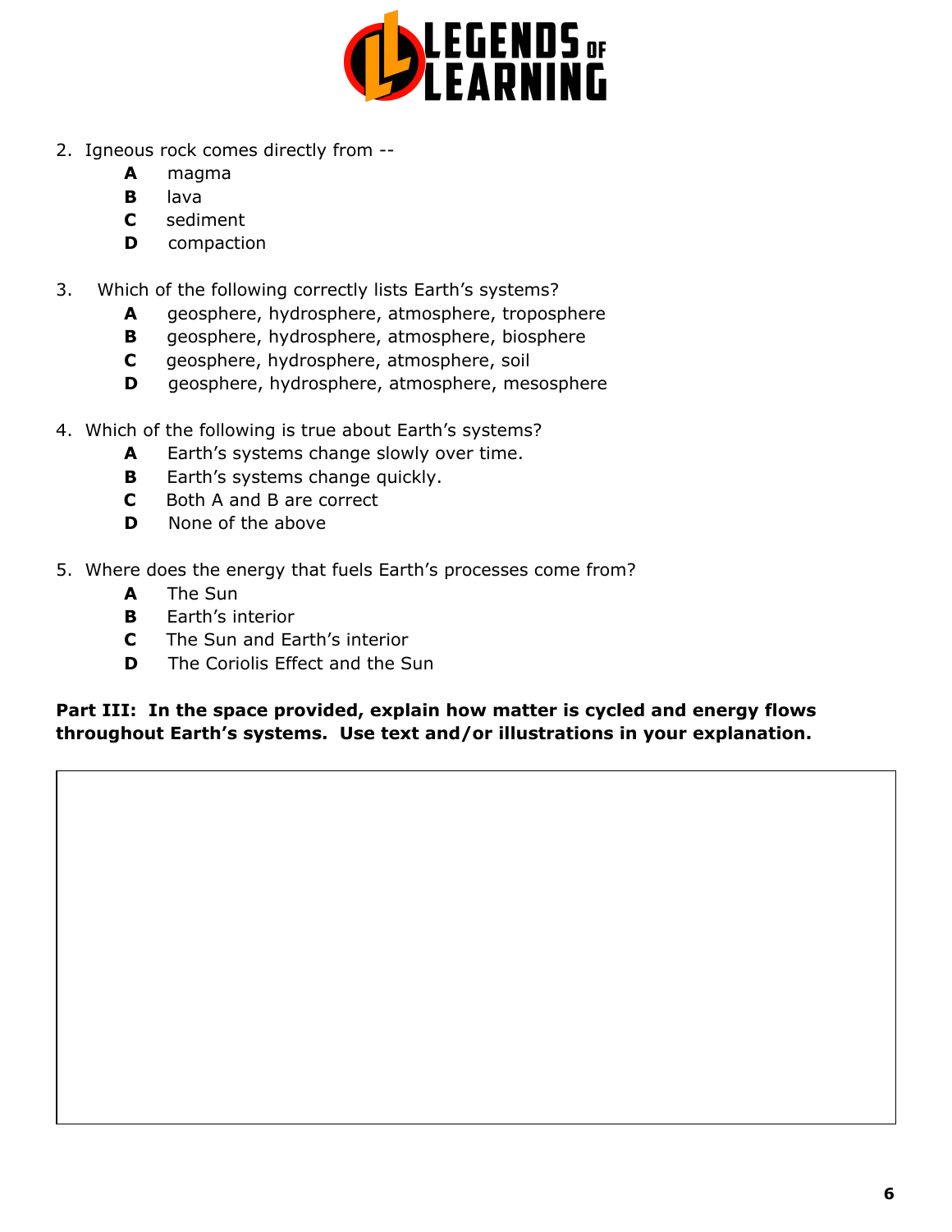2. Igneous rock comes directly from --
   - **A** magma
   - **B** lava
   - **C** sediment
   - **D** compaction

3. Which of the following correctly lists Earth's systems?
   - **A** geosphere, hydrosphere, atmosphere, troposphere
   - **B** geosphere, hydrosphere, atmosphere, biosphere
   - **C** geosphere, hydrosphere, atmosphere, soil
   - **D** geosphere, hydrosphere, atmosphere, mesosphere

4. Which of the following is true about Earth's systems?
   - **A** Earth's systems change slowly over time.
   - **B** Earth's systems change quickly.
   - **C** Both A and B are correct
   - **D** None of the above

5. Where does the energy that fuels Earth's processes come from?
   - **A** The Sun
   - **B** Earth's interior
   - **C** The Sun and Earth's interior
   - **D** The Coriolis Effect and the Sun

**Part III: In the space provided, explain how matter is cycled and energy flows throughout Earth's systems. Use text and/or illustrations in your explanation.**